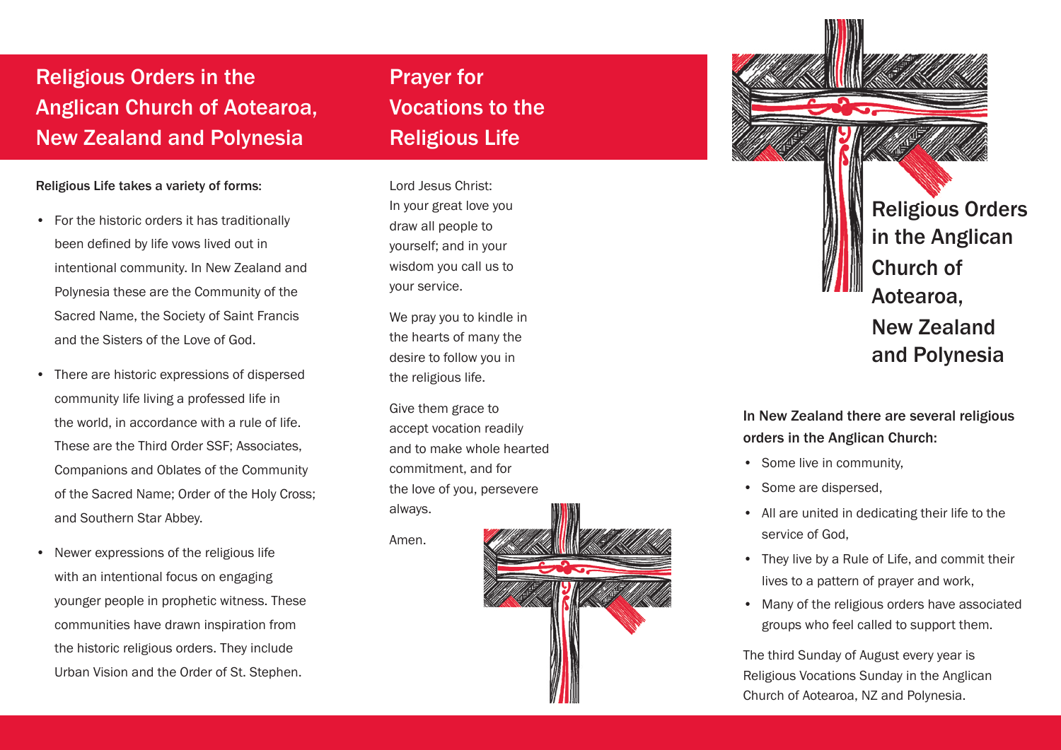## Religious Orders in the Anglican Church of Aotearoa, New Zealand and Polynesia

**Religious Life takes a variety of forms:**

- For the historic orders it has traditionally been defined by life vows lived out in intentional community. In New Zealand and Polynesia these are the Community of the Sacred Name, the Society of Saint Francis and the Sisters of the Love of God.
- There are historic expressions of dispersed community life living a professed life in the world, in accordance with a rule of life. These are the Third Order SSF; Associates, Companions and Oblates of the Community of the Sacred Name; Order of the Holy Cross; and Southern Star Abbey.
- Newer expressions of the religious life with an intentional focus on engaging younger people in prophetic witness. These communities have drawn inspiration from the historic religious orders. They include Urban Vision and the Order of St. Stephen.

## Prayer for Vocations to the Religious Life

Lord Jesus Christ:
In your great love you draw all people to yourself; and in your wisdom you call us to your service.

We pray you to kindle in the hearts of many the desire to follow you in the religious life.

Give them grace to accept vocation readily and to make whole hearted commitment, and for the love of you, persevere always.

Amen.

# Religious Orders in the Anglican Church of Aotearoa, New Zealand and Polynesia

In New Zealand there are several religious orders in the Anglican Church:

- Some live in community,
- Some are dispersed,
- All are united in dedicating their life to the service of God,
- They live by a Rule of Life, and commit their lives to a pattern of prayer and work,
- Many of the religious orders have associated groups who feel called to support them.

The third Sunday of August every year is Religious Vocations Sunday in the Anglican Church of Aotearoa, NZ and Polynesia.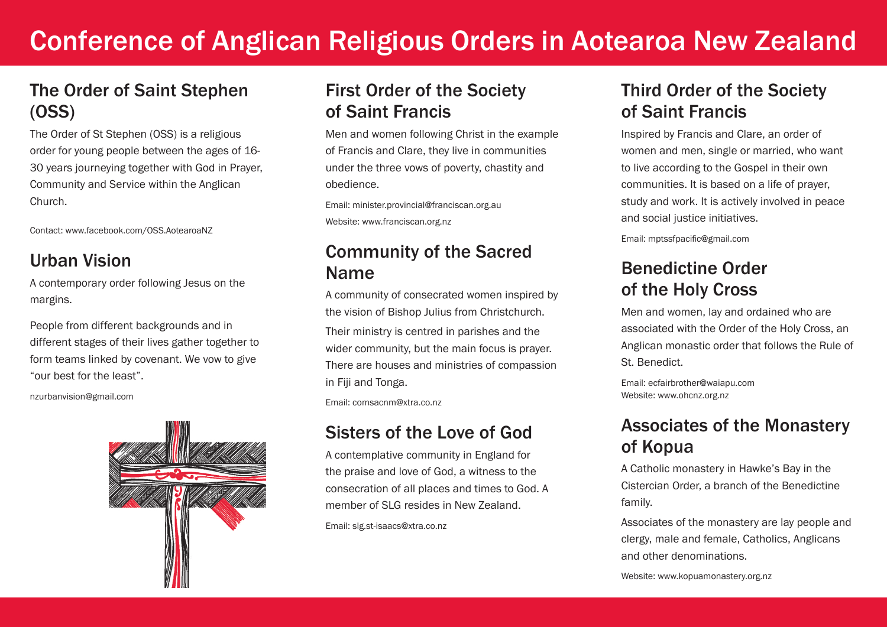# Conference of Anglican Religious Orders in Aotearoa New Zealand

## The Order of Saint Stephen (OSS)

The Order of St Stephen (OSS) is a religious order for young people between the ages of 16-30 years journeying together with God in Prayer, Community and Service within the Anglican Church.

Contact: www.facebook.com/OSS.AotearoaNZ

## Urban Vision

A contemporary order following Jesus on the margins.

People from different backgrounds and in different stages of their lives gather together to form teams linked by covenant. We vow to give "our best for the least".

nzurbanvision@gmail.com

## First Order of the Society of Saint Francis

Men and women following Christ in the example of Francis and Clare, they live in communities under the three vows of poverty, chastity and obedience.

Email: minister.provincial@franciscan.org.au
Website: www.franciscan.org.nz

## Community of the Sacred Name

A community of consecrated women inspired by the vision of Bishop Julius from Christchurch.

Their ministry is centred in parishes and the wider community, but the main focus is prayer. There are houses and ministries of compassion in Fiji and Tonga.

Email: comsacnm@xtra.co.nz

## Sisters of the Love of God

A contemplative community in England for the praise and love of God, a witness to the consecration of all places and times to God. A member of SLG resides in New Zealand.

Email: slg.st-isaacs@xtra.co.nz

## Third Order of the Society of Saint Francis

Inspired by Francis and Clare, an order of women and men, single or married, who want to live according to the Gospel in their own communities. It is based on a life of prayer, study and work. It is actively involved in peace and social justice initiatives.

Email: mptssfpacific@gmail.com

## Benedictine Order of the Holy Cross

Men and women, lay and ordained who are associated with the Order of the Holy Cross, an Anglican monastic order that follows the Rule of St. Benedict.

Email: ecfairbrother@waiapu.com
Website: www.ohcnz.org.nz

## Associates of the Monastery of Kopua

A Catholic monastery in Hawke's Bay in the Cistercian Order, a branch of the Benedictine family.

Associates of the monastery are lay people and clergy, male and female, Catholics, Anglicans and other denominations.

Website: www.kopuamonastery.org.nz